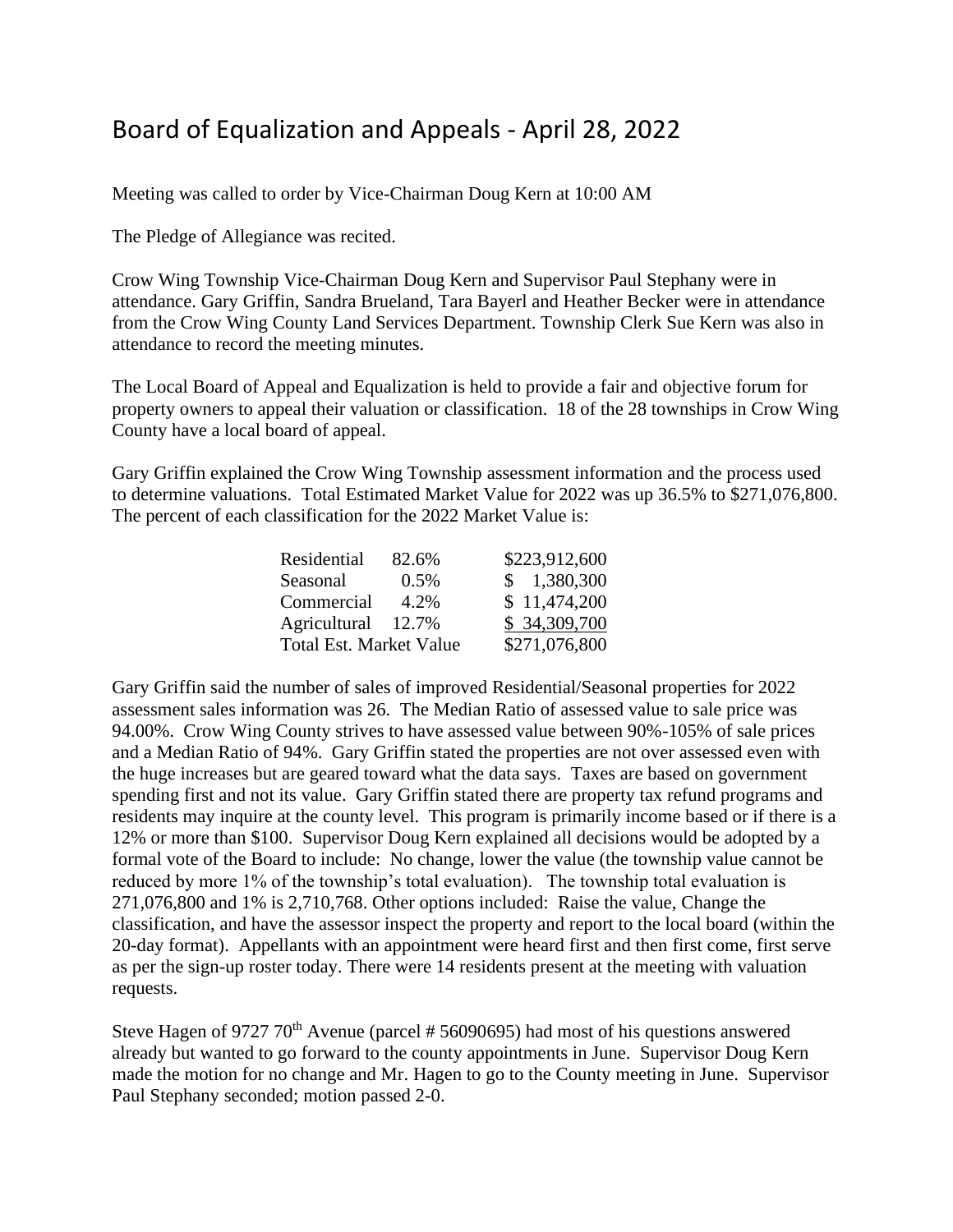# Board of Equalization and Appeals - April 28, 2022

Meeting was called to order by Vice-Chairman Doug Kern at 10:00 AM

The Pledge of Allegiance was recited.

Crow Wing Township Vice-Chairman Doug Kern and Supervisor Paul Stephany were in attendance. Gary Griffin, Sandra Brueland, Tara Bayerl and Heather Becker were in attendance from the Crow Wing County Land Services Department. Township Clerk Sue Kern was also in attendance to record the meeting minutes.

The Local Board of Appeal and Equalization is held to provide a fair and objective forum for property owners to appeal their valuation or classification. 18 of the 28 townships in Crow Wing County have a local board of appeal.

Gary Griffin explained the Crow Wing Township assessment information and the process used to determine valuations. Total Estimated Market Value for 2022 was up 36.5% to $271,076,800. The percent of each classification for the 2022 Market Value is:

| Classification | Percent | Value |
|---|---|---|
| Residential | 82.6% | $223,912,600 |
| Seasonal | 0.5% | $ 1,380,300 |
| Commercial | 4.2% | $ 11,474,200 |
| Agricultural | 12.7% | $ 34,309,700 |
| Total Est. Market Value | | $271,076,800 |

Gary Griffin said the number of sales of improved Residential/Seasonal properties for 2022 assessment sales information was 26. The Median Ratio of assessed value to sale price was 94.00%. Crow Wing County strives to have assessed value between 90%-105% of sale prices and a Median Ratio of 94%. Gary Griffin stated the properties are not over assessed even with the huge increases but are geared toward what the data says. Taxes are based on government spending first and not its value. Gary Griffin stated there are property tax refund programs and residents may inquire at the county level. This program is primarily income based or if there is a 12% or more than $100. Supervisor Doug Kern explained all decisions would be adopted by a formal vote of the Board to include: No change, lower the value (the township value cannot be reduced by more 1% of the township's total evaluation). The township total evaluation is 271,076,800 and 1% is 2,710,768. Other options included: Raise the value, Change the classification, and have the assessor inspect the property and report to the local board (within the 20-day format). Appellants with an appointment were heard first and then first come, first serve as per the sign-up roster today. There were 14 residents present at the meeting with valuation requests.

Steve Hagen of 9727 70th Avenue (parcel # 56090695) had most of his questions answered already but wanted to go forward to the county appointments in June. Supervisor Doug Kern made the motion for no change and Mr. Hagen to go to the County meeting in June. Supervisor Paul Stephany seconded; motion passed 2-0.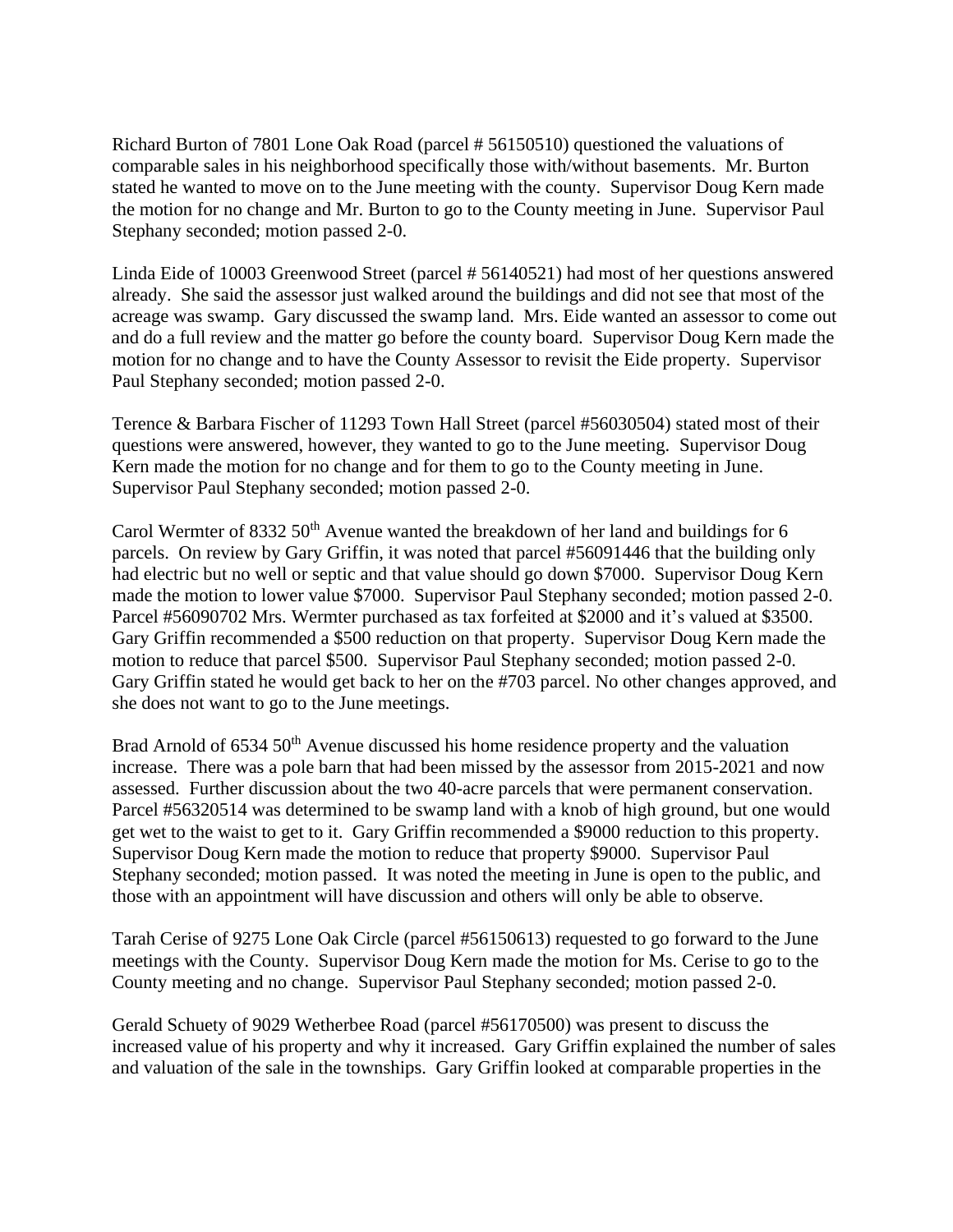Richard Burton of 7801 Lone Oak Road (parcel # 56150510) questioned the valuations of comparable sales in his neighborhood specifically those with/without basements. Mr. Burton stated he wanted to move on to the June meeting with the county. Supervisor Doug Kern made the motion for no change and Mr. Burton to go to the County meeting in June. Supervisor Paul Stephany seconded; motion passed 2-0.

Linda Eide of 10003 Greenwood Street (parcel # 56140521) had most of her questions answered already. She said the assessor just walked around the buildings and did not see that most of the acreage was swamp. Gary discussed the swamp land. Mrs. Eide wanted an assessor to come out and do a full review and the matter go before the county board. Supervisor Doug Kern made the motion for no change and to have the County Assessor to revisit the Eide property. Supervisor Paul Stephany seconded; motion passed 2-0.

Terence & Barbara Fischer of 11293 Town Hall Street (parcel #56030504) stated most of their questions were answered, however, they wanted to go to the June meeting. Supervisor Doug Kern made the motion for no change and for them to go to the County meeting in June. Supervisor Paul Stephany seconded; motion passed 2-0.

Carol Wermter of 8332 50th Avenue wanted the breakdown of her land and buildings for 6 parcels. On review by Gary Griffin, it was noted that parcel #56091446 that the building only had electric but no well or septic and that value should go down $7000. Supervisor Doug Kern made the motion to lower value $7000. Supervisor Paul Stephany seconded; motion passed 2-0. Parcel #56090702 Mrs. Wermter purchased as tax forfeited at $2000 and it's valued at $3500. Gary Griffin recommended a $500 reduction on that property. Supervisor Doug Kern made the motion to reduce that parcel $500. Supervisor Paul Stephany seconded; motion passed 2-0. Gary Griffin stated he would get back to her on the #703 parcel. No other changes approved, and she does not want to go to the June meetings.

Brad Arnold of 6534 50th Avenue discussed his home residence property and the valuation increase. There was a pole barn that had been missed by the assessor from 2015-2021 and now assessed. Further discussion about the two 40-acre parcels that were permanent conservation. Parcel #56320514 was determined to be swamp land with a knob of high ground, but one would get wet to the waist to get to it. Gary Griffin recommended a $9000 reduction to this property. Supervisor Doug Kern made the motion to reduce that property $9000. Supervisor Paul Stephany seconded; motion passed. It was noted the meeting in June is open to the public, and those with an appointment will have discussion and others will only be able to observe.

Tarah Cerise of 9275 Lone Oak Circle (parcel #56150613) requested to go forward to the June meetings with the County. Supervisor Doug Kern made the motion for Ms. Cerise to go to the County meeting and no change. Supervisor Paul Stephany seconded; motion passed 2-0.

Gerald Schuety of 9029 Wetherbee Road (parcel #56170500) was present to discuss the increased value of his property and why it increased. Gary Griffin explained the number of sales and valuation of the sale in the townships. Gary Griffin looked at comparable properties in the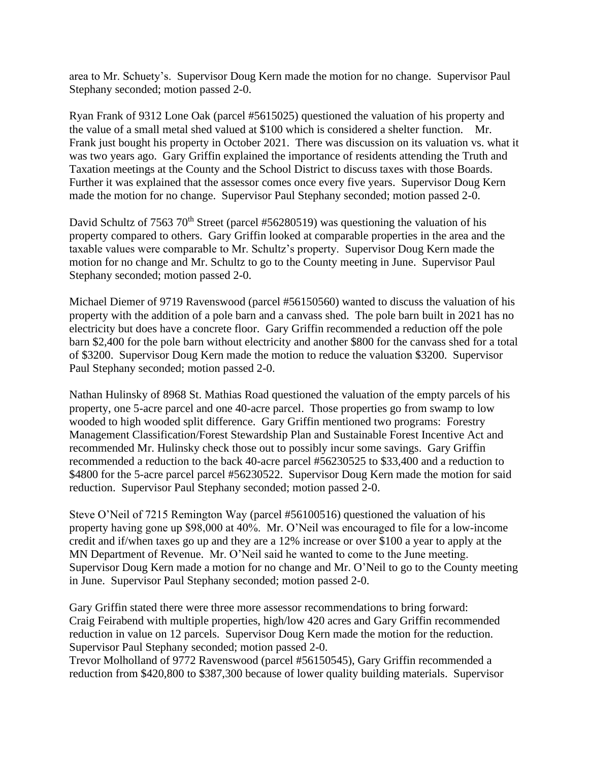area to Mr. Schuety's. Supervisor Doug Kern made the motion for no change. Supervisor Paul Stephany seconded; motion passed 2-0.

Ryan Frank of 9312 Lone Oak (parcel #5615025) questioned the valuation of his property and the value of a small metal shed valued at $100 which is considered a shelter function. Mr. Frank just bought his property in October 2021. There was discussion on its valuation vs. what it was two years ago. Gary Griffin explained the importance of residents attending the Truth and Taxation meetings at the County and the School District to discuss taxes with those Boards. Further it was explained that the assessor comes once every five years. Supervisor Doug Kern made the motion for no change. Supervisor Paul Stephany seconded; motion passed 2-0.

David Schultz of 7563 70th Street (parcel #56280519) was questioning the valuation of his property compared to others. Gary Griffin looked at comparable properties in the area and the taxable values were comparable to Mr. Schultz's property. Supervisor Doug Kern made the motion for no change and Mr. Schultz to go to the County meeting in June. Supervisor Paul Stephany seconded; motion passed 2-0.

Michael Diemer of 9719 Ravenswood (parcel #56150560) wanted to discuss the valuation of his property with the addition of a pole barn and a canvass shed. The pole barn built in 2021 has no electricity but does have a concrete floor. Gary Griffin recommended a reduction off the pole barn $2,400 for the pole barn without electricity and another $800 for the canvass shed for a total of $3200. Supervisor Doug Kern made the motion to reduce the valuation $3200. Supervisor Paul Stephany seconded; motion passed 2-0.

Nathan Hulinsky of 8968 St. Mathias Road questioned the valuation of the empty parcels of his property, one 5-acre parcel and one 40-acre parcel. Those properties go from swamp to low wooded to high wooded split difference. Gary Griffin mentioned two programs: Forestry Management Classification/Forest Stewardship Plan and Sustainable Forest Incentive Act and recommended Mr. Hulinsky check those out to possibly incur some savings. Gary Griffin recommended a reduction to the back 40-acre parcel #56230525 to $33,400 and a reduction to $4800 for the 5-acre parcel parcel #56230522. Supervisor Doug Kern made the motion for said reduction. Supervisor Paul Stephany seconded; motion passed 2-0.

Steve O'Neil of 7215 Remington Way (parcel #56100516) questioned the valuation of his property having gone up $98,000 at 40%. Mr. O'Neil was encouraged to file for a low-income credit and if/when taxes go up and they are a 12% increase or over $100 a year to apply at the MN Department of Revenue. Mr. O'Neil said he wanted to come to the June meeting. Supervisor Doug Kern made a motion for no change and Mr. O'Neil to go to the County meeting in June. Supervisor Paul Stephany seconded; motion passed 2-0.

Gary Griffin stated there were three more assessor recommendations to bring forward:
Craig Feirabend with multiple properties, high/low 420 acres and Gary Griffin recommended reduction in value on 12 parcels. Supervisor Doug Kern made the motion for the reduction. Supervisor Paul Stephany seconded; motion passed 2-0.
Trevor Molholland of 9772 Ravenswood (parcel #56150545), Gary Griffin recommended a reduction from $420,800 to $387,300 because of lower quality building materials. Supervisor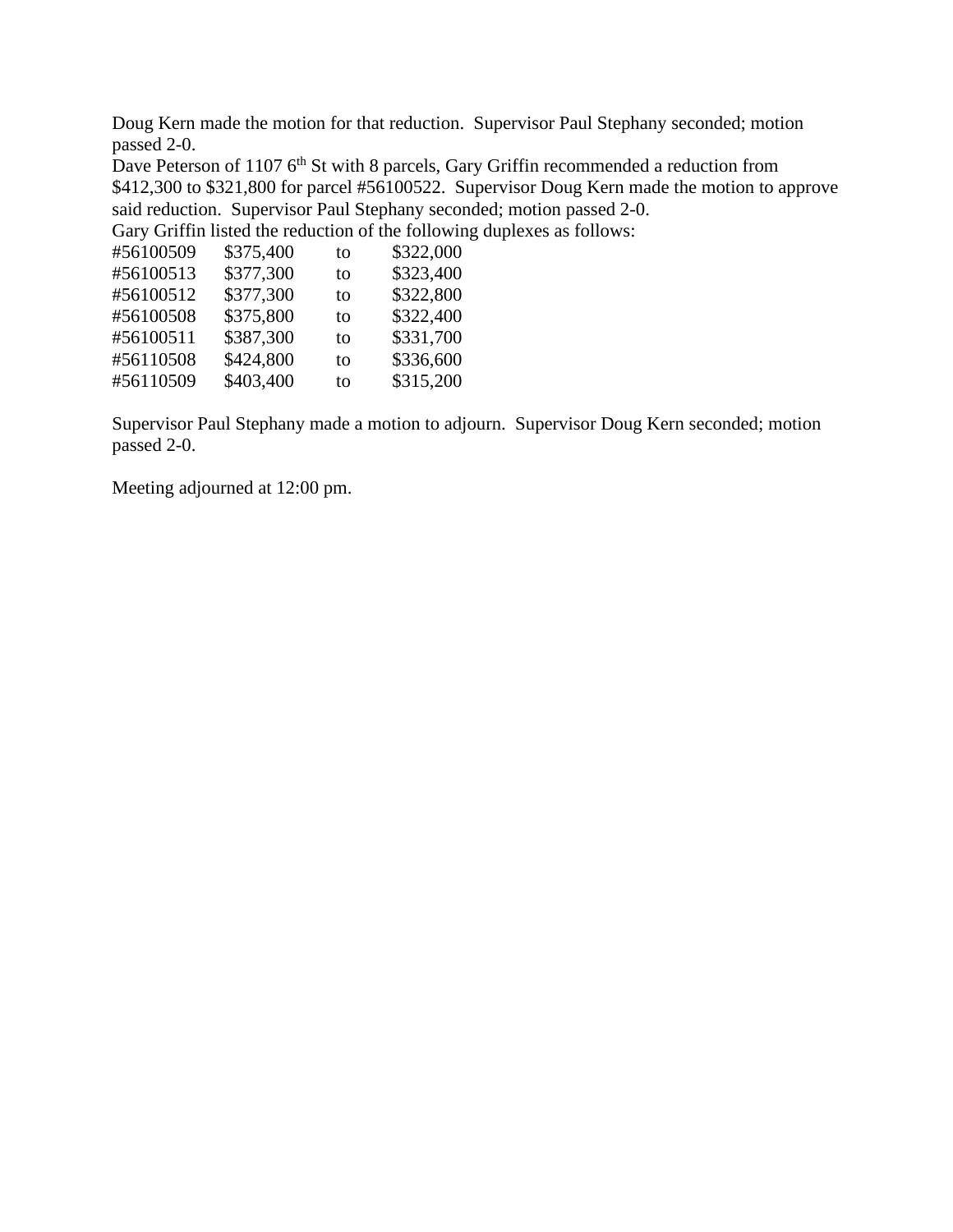Doug Kern made the motion for that reduction. Supervisor Paul Stephany seconded; motion passed 2-0.

Dave Peterson of 1107 6th St with 8 parcels, Gary Griffin recommended a reduction from $412,300 to $321,800 for parcel #56100522. Supervisor Doug Kern made the motion to approve said reduction. Supervisor Paul Stephany seconded; motion passed 2-0.

Gary Griffin listed the reduction of the following duplexes as follows:

| | | | |
|---|---|---|---|
| #56100509 | $375,400 | to | $322,000 |
| #56100513 | $377,300 | to | $323,400 |
| #56100512 | $377,300 | to | $322,800 |
| #56100508 | $375,800 | to | $322,400 |
| #56100511 | $387,300 | to | $331,700 |
| #56110508 | $424,800 | to | $336,600 |
| #56110509 | $403,400 | to | $315,200 |

Supervisor Paul Stephany made a motion to adjourn. Supervisor Doug Kern seconded; motion passed 2-0.

Meeting adjourned at 12:00 pm.